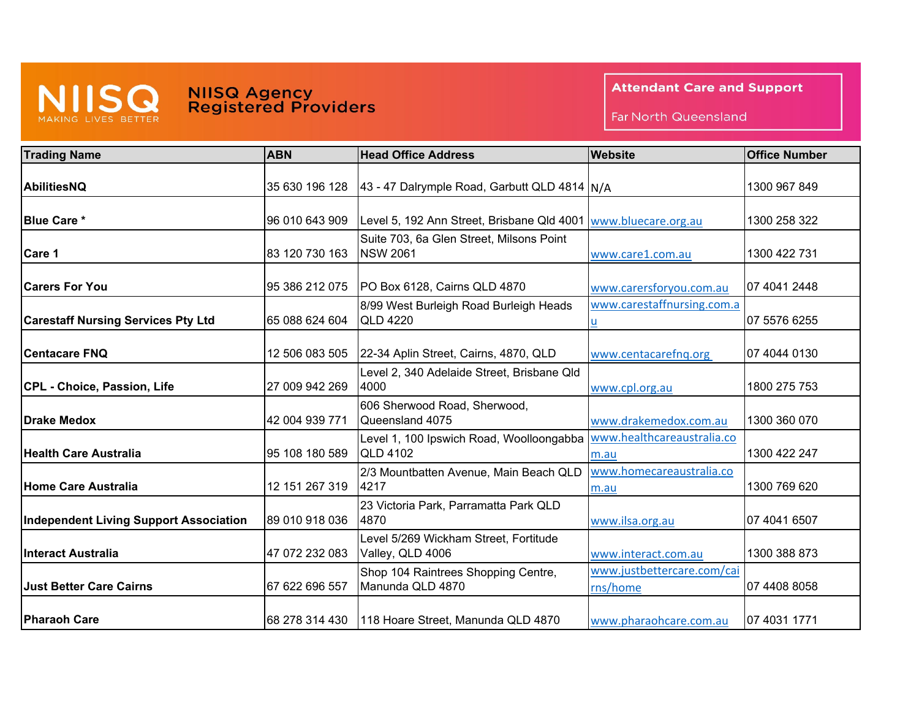# NIISQ Agency Registered Providers

**Attendant Care and Support**

Far North Queensland

| Trading Name | ABN | Head Office Address | Website | Office Number |
|---|---|---|---|---|
| **AbilitiesNQ** | 35 630 196 128 | 43 - 47 Dalrymple Road, Garbutt QLD 4814 | N/A | 1300 967 849 |
| **Blue Care *** | 96 010 643 909 | Level 5, 192 Ann Street, Brisbane Qld 4001 | www.bluecare.org.au | 1300 258 322 |
| **Care 1** | 83 120 730 163 | Suite 703, 6a Glen Street, Milsons Point NSW 2061 | www.care1.com.au | 1300 422 731 |
| **Carers For You** | 95 386 212 075 | PO Box 6128, Cairns QLD 4870 | www.carersforyou.com.au | 07 4041 2448 |
| **Carestaff Nursing Services Pty Ltd** | 65 088 624 604 | 8/99 West Burleigh Road Burleigh Heads QLD 4220 | www.carestaffnursing.com.au | 07 5576 6255 |
| **Centacare FNQ** | 12 506 083 505 | 22-34 Aplin Street, Cairns, 4870, QLD | www.centacarefnq.org | 07 4044 0130 |
| **CPL - Choice, Passion, Life** | 27 009 942 269 | Level 2, 340 Adelaide Street, Brisbane Qld 4000 | www.cpl.org.au | 1800 275 753 |
| **Drake Medox** | 42 004 939 771 | 606 Sherwood Road, Sherwood, Queensland 4075 | www.drakemedox.com.au | 1300 360 070 |
| **Health Care Australia** | 95 108 180 589 | Level 1, 100 Ipswich Road, Woolloongabba QLD 4102 | www.healthcareaustralia.com.au | 1300 422 247 |
| **Home Care Australia** | 12 151 267 319 | 2/3 Mountbatten Avenue, Main Beach QLD 4217 | www.homecareaustralia.com.au | 1300 769 620 |
| **Independent Living Support Association** | 89 010 918 036 | 23 Victoria Park, Parramatta Park QLD 4870 | www.ilsa.org.au | 07 4041 6507 |
| **Interact Australia** | 47 072 232 083 | Level 5/269 Wickham Street, Fortitude Valley, QLD 4006 | www.interact.com.au | 1300 388 873 |
| **Just Better Care Cairns** | 67 622 696 557 | Shop 104 Raintrees Shopping Centre, Manunda QLD 4870 | www.justbettercare.com/cairns/home | 07 4408 8058 |
| **Pharaoh Care** | 68 278 314 430 | 118 Hoare Street, Manunda QLD 4870 | www.pharaohcare.com.au | 07 4031 1771 |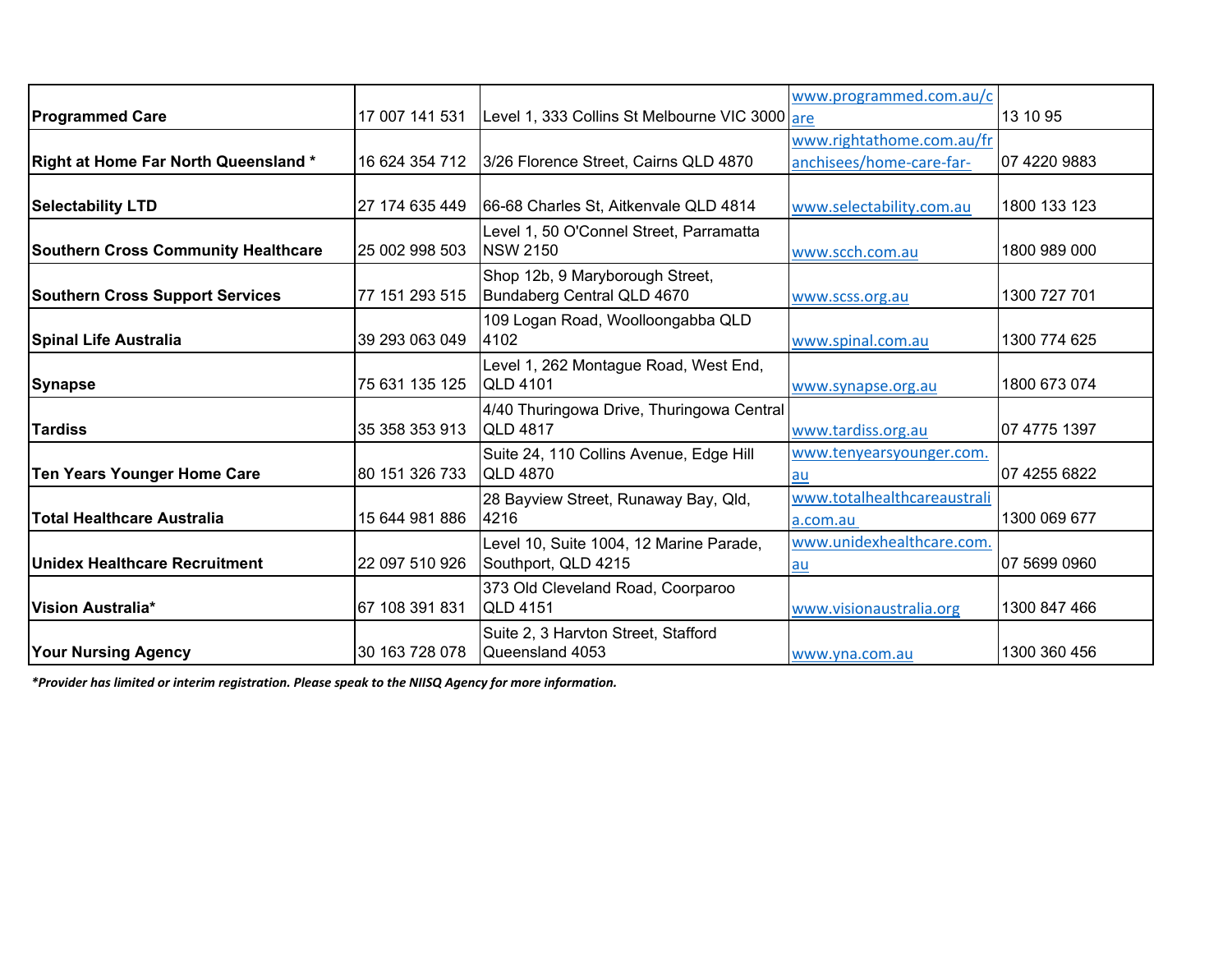| | | | | |
|---|---|---|---|---|
| **Programmed Care** | 17 007 141 531 | Level 1, 333 Collins St Melbourne VIC 3000 | www.programmed.com.au/care | 13 10 95 |
| **Right at Home Far North Queensland *** | 16 624 354 712 | 3/26 Florence Street, Cairns QLD 4870 | www.rightathome.com.au/franchisees/home-care-far- | 07 4220 9883 |
| **Selectability LTD** | 27 174 635 449 | 66-68 Charles St, Aitkenvale QLD 4814 | www.selectability.com.au | 1800 133 123 |
| **Southern Cross Community Healthcare** | 25 002 998 503 | Level 1, 50 O'Connel Street, Parramatta NSW 2150 | www.scch.com.au | 1800 989 000 |
| **Southern Cross Support Services** | 77 151 293 515 | Shop 12b, 9 Maryborough Street, Bundaberg Central QLD 4670 | www.scss.org.au | 1300 727 701 |
| **Spinal Life Australia** | 39 293 063 049 | 109 Logan Road, Woolloongabba QLD 4102 | www.spinal.com.au | 1300 774 625 |
| **Synapse** | 75 631 135 125 | Level 1, 262 Montague Road, West End, QLD 4101 | www.synapse.org.au | 1800 673 074 |
| **Tardiss** | 35 358 353 913 | 4/40 Thuringowa Drive, Thuringowa Central QLD 4817 | www.tardiss.org.au | 07 4775 1397 |
| **Ten Years Younger Home Care** | 80 151 326 733 | Suite 24, 110 Collins Avenue, Edge Hill QLD 4870 | www.tenyearsyounger.com.au | 07 4255 6822 |
| **Total Healthcare Australia** | 15 644 981 886 | 28 Bayview Street, Runaway Bay, Qld, 4216 | www.totalhealthcareaustralia.com.au | 1300 069 677 |
| **Unidex Healthcare Recruitment** | 22 097 510 926 | Level 10, Suite 1004, 12 Marine Parade, Southport, QLD 4215 | www.unidexhealthcare.com.au | 07 5699 0960 |
| **Vision Australia*** | 67 108 391 831 | 373 Old Cleveland Road, Coorparoo QLD 4151 | www.visionaustralia.org | 1300 847 466 |
| **Your Nursing Agency** | 30 163 728 078 | Suite 2, 3 Harvton Street, Stafford Queensland 4053 | www.yna.com.au | 1300 360 456 |

***Provider has limited or interim registration. Please speak to the NIISQ Agency for more information.***